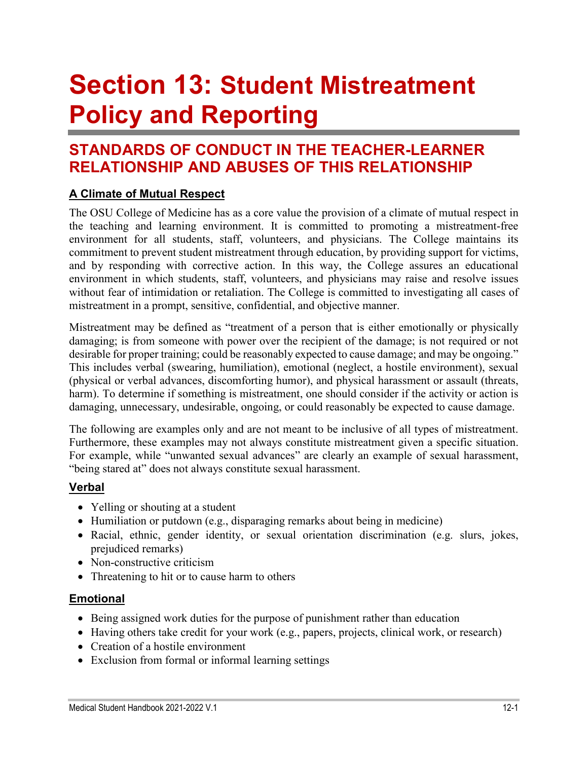# Section 13: Student Mistreatment Policy and Reporting

## STANDARDS OF CONDUCT IN THE TEACHER-LEARNER RELATIONSHIP AND ABUSES OF THIS RELATIONSHIP

### A Climate of Mutual Respect

The OSU College of Medicine has as a core value the provision of a climate of mutual respect in the teaching and learning environment. It is committed to promoting a mistreatment-free environment for all students, staff, volunteers, and physicians. The College maintains its commitment to prevent student mistreatment through education, by providing support for victims, and by responding with corrective action. In this way, the College assures an educational environment in which students, staff, volunteers, and physicians may raise and resolve issues without fear of intimidation or retaliation. The College is committed to investigating all cases of mistreatment in a prompt, sensitive, confidential, and objective manner.

Mistreatment may be defined as "treatment of a person that is either emotionally or physically damaging; is from someone with power over the recipient of the damage; is not required or not desirable for proper training; could be reasonably expected to cause damage; and may be ongoing." This includes verbal (swearing, humiliation), emotional (neglect, a hostile environment), sexual (physical or verbal advances, discomforting humor), and physical harassment or assault (threats, harm). To determine if something is mistreatment, one should consider if the activity or action is damaging, unnecessary, undesirable, ongoing, or could reasonably be expected to cause damage.

The following are examples only and are not meant to be inclusive of all types of mistreatment. Furthermore, these examples may not always constitute mistreatment given a specific situation. For example, while "unwanted sexual advances" are clearly an example of sexual harassment, "being stared at" does not always constitute sexual harassment.

### Verbal

- Yelling or shouting at a student
- Humiliation or putdown (e.g., disparaging remarks about being in medicine)
- Racial, ethnic, gender identity, or sexual orientation discrimination (e.g. slurs, jokes, prejudiced remarks)
- Non-constructive criticism
- Threatening to hit or to cause harm to others

### Emotional

- Being assigned work duties for the purpose of punishment rather than education
- Having others take credit for your work (e.g., papers, projects, clinical work, or research)
- Creation of a hostile environment
- Exclusion from formal or informal learning settings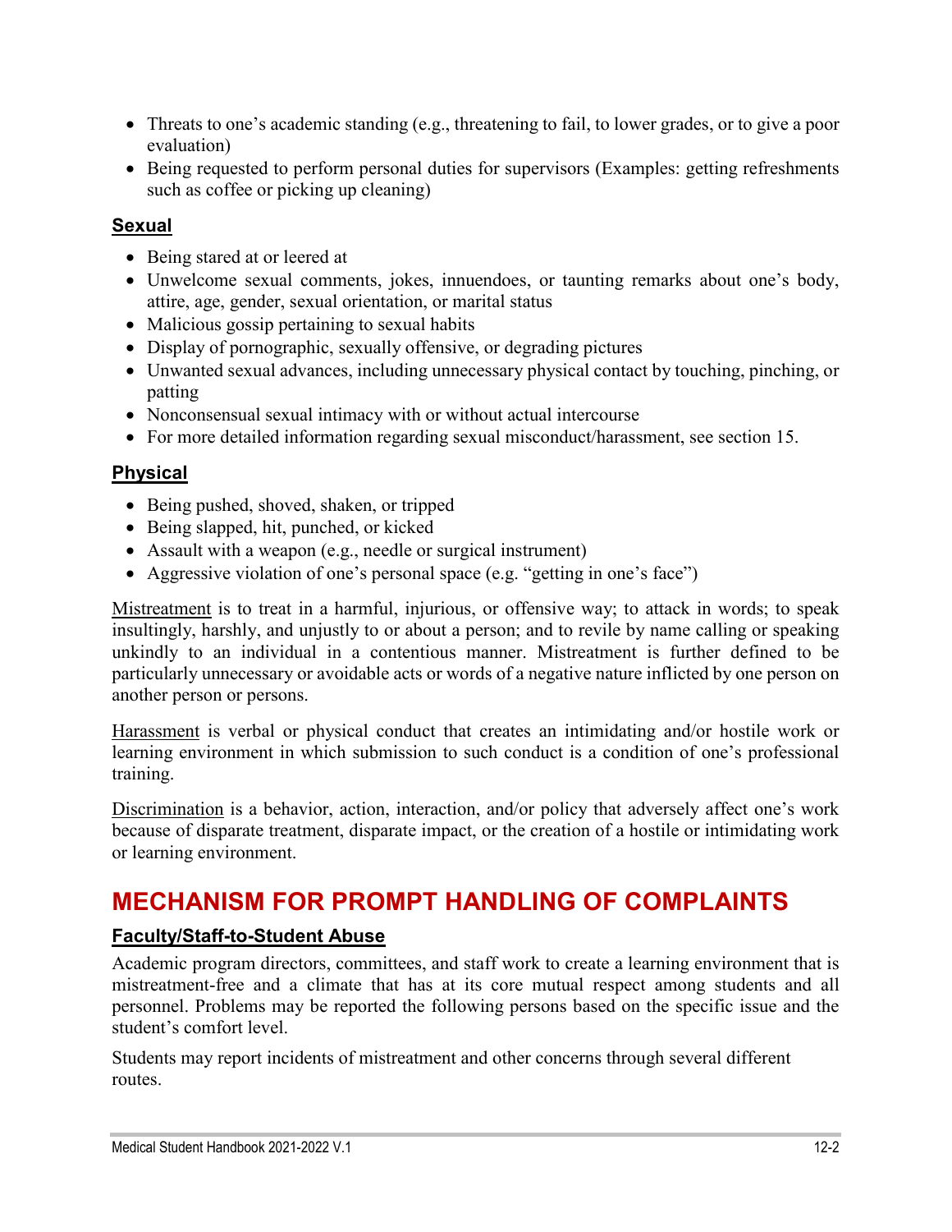- Threats to one's academic standing (e.g., threatening to fail, to lower grades, or to give a poor evaluation)
- Being requested to perform personal duties for supervisors (Examples: getting refreshments such as coffee or picking up cleaning)

### Sexual

- Being stared at or leered at
- Unwelcome sexual comments, jokes, innuendoes, or taunting remarks about one's body, attire, age, gender, sexual orientation, or marital status
- Malicious gossip pertaining to sexual habits
- Display of pornographic, sexually offensive, or degrading pictures
- Unwanted sexual advances, including unnecessary physical contact by touching, pinching, or patting
- Nonconsensual sexual intimacy with or without actual intercourse
- For more detailed information regarding sexual misconduct/harassment, see section 15.

### Physical

- Being pushed, shoved, shaken, or tripped
- Being slapped, hit, punched, or kicked
- Assault with a weapon (e.g., needle or surgical instrument)
- Aggressive violation of one's personal space (e.g. "getting in one's face")

Mistreatment is to treat in a harmful, injurious, or offensive way; to attack in words; to speak insultingly, harshly, and unjustly to or about a person; and to revile by name calling or speaking unkindly to an individual in a contentious manner. Mistreatment is further defined to be particularly unnecessary or avoidable acts or words of a negative nature inflicted by one person on another person or persons.

Harassment is verbal or physical conduct that creates an intimidating and/or hostile work or learning environment in which submission to such conduct is a condition of one's professional training.

Discrimination is a behavior, action, interaction, and/or policy that adversely affect one's work because of disparate treatment, disparate impact, or the creation of a hostile or intimidating work or learning environment.

## MECHANISM FOR PROMPT HANDLING OF COMPLAINTS

### Faculty/Staff-to-Student Abuse

Academic program directors, committees, and staff work to create a learning environment that is mistreatment-free and a climate that has at its core mutual respect among students and all personnel. Problems may be reported the following persons based on the specific issue and the student's comfort level.

Students may report incidents of mistreatment and other concerns through several different routes.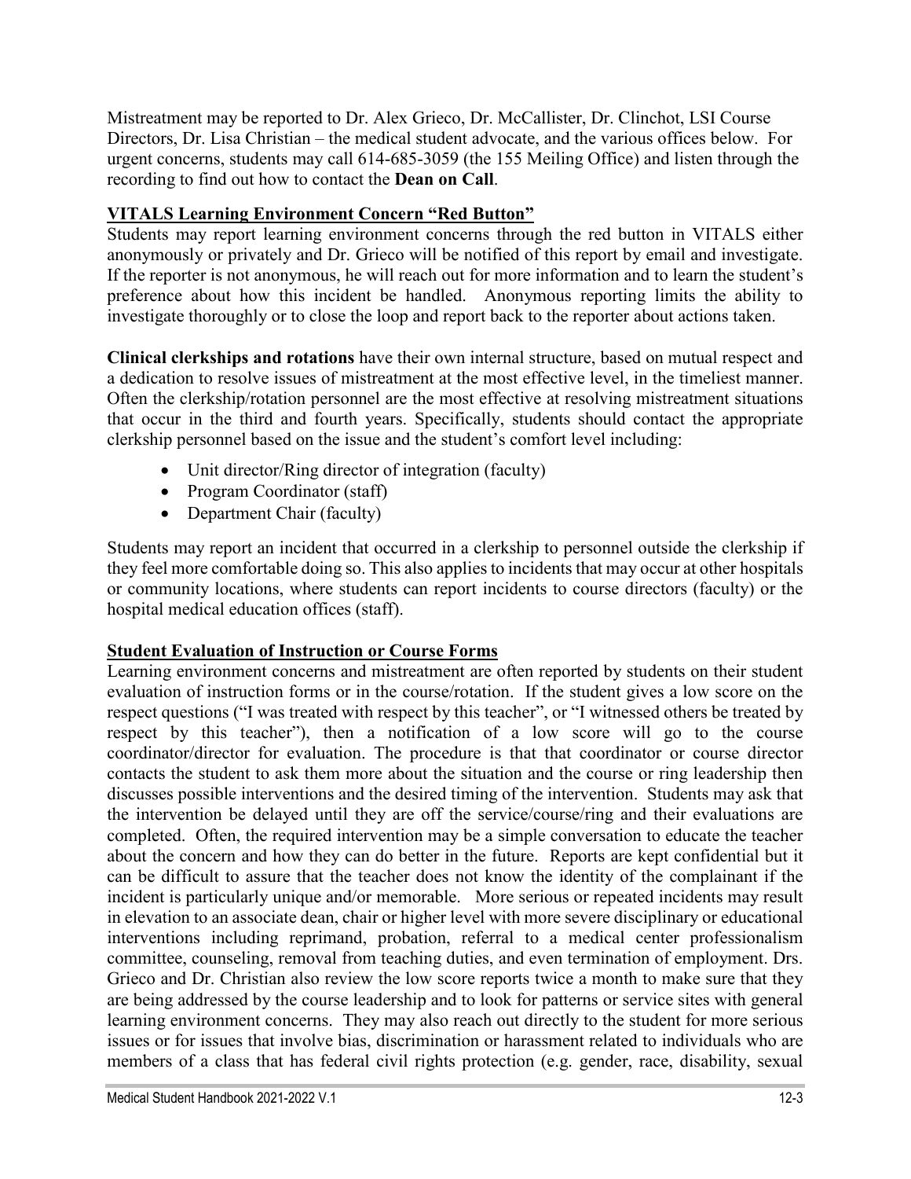Mistreatment may be reported to Dr. Alex Grieco, Dr. McCallister, Dr. Clinchot, LSI Course Directors, Dr. Lisa Christian – the medical student advocate, and the various offices below. For urgent concerns, students may call 614-685-3059 (the 155 Meiling Office) and listen through the recording to find out how to contact the **Dean on Call**.

**VITALS Learning Environment Concern "Red Button"**

Students may report learning environment concerns through the red button in VITALS either anonymously or privately and Dr. Grieco will be notified of this report by email and investigate. If the reporter is not anonymous, he will reach out for more information and to learn the student's preference about how this incident be handled. Anonymous reporting limits the ability to investigate thoroughly or to close the loop and report back to the reporter about actions taken.

**Clinical clerkships and rotations** have their own internal structure, based on mutual respect and a dedication to resolve issues of mistreatment at the most effective level, in the timeliest manner. Often the clerkship/rotation personnel are the most effective at resolving mistreatment situations that occur in the third and fourth years. Specifically, students should contact the appropriate clerkship personnel based on the issue and the student's comfort level including:

- Unit director/Ring director of integration (faculty)
- Program Coordinator (staff)
- Department Chair (faculty)

Students may report an incident that occurred in a clerkship to personnel outside the clerkship if they feel more comfortable doing so. This also applies to incidents that may occur at other hospitals or community locations, where students can report incidents to course directors (faculty) or the hospital medical education offices (staff).

**Student Evaluation of Instruction or Course Forms**

Learning environment concerns and mistreatment are often reported by students on their student evaluation of instruction forms or in the course/rotation. If the student gives a low score on the respect questions ("I was treated with respect by this teacher", or "I witnessed others be treated by respect by this teacher"), then a notification of a low score will go to the course coordinator/director for evaluation. The procedure is that that coordinator or course director contacts the student to ask them more about the situation and the course or ring leadership then discusses possible interventions and the desired timing of the intervention. Students may ask that the intervention be delayed until they are off the service/course/ring and their evaluations are completed. Often, the required intervention may be a simple conversation to educate the teacher about the concern and how they can do better in the future. Reports are kept confidential but it can be difficult to assure that the teacher does not know the identity of the complainant if the incident is particularly unique and/or memorable. More serious or repeated incidents may result in elevation to an associate dean, chair or higher level with more severe disciplinary or educational interventions including reprimand, probation, referral to a medical center professionalism committee, counseling, removal from teaching duties, and even termination of employment. Drs. Grieco and Dr. Christian also review the low score reports twice a month to make sure that they are being addressed by the course leadership and to look for patterns or service sites with general learning environment concerns. They may also reach out directly to the student for more serious issues or for issues that involve bias, discrimination or harassment related to individuals who are members of a class that has federal civil rights protection (e.g. gender, race, disability, sexual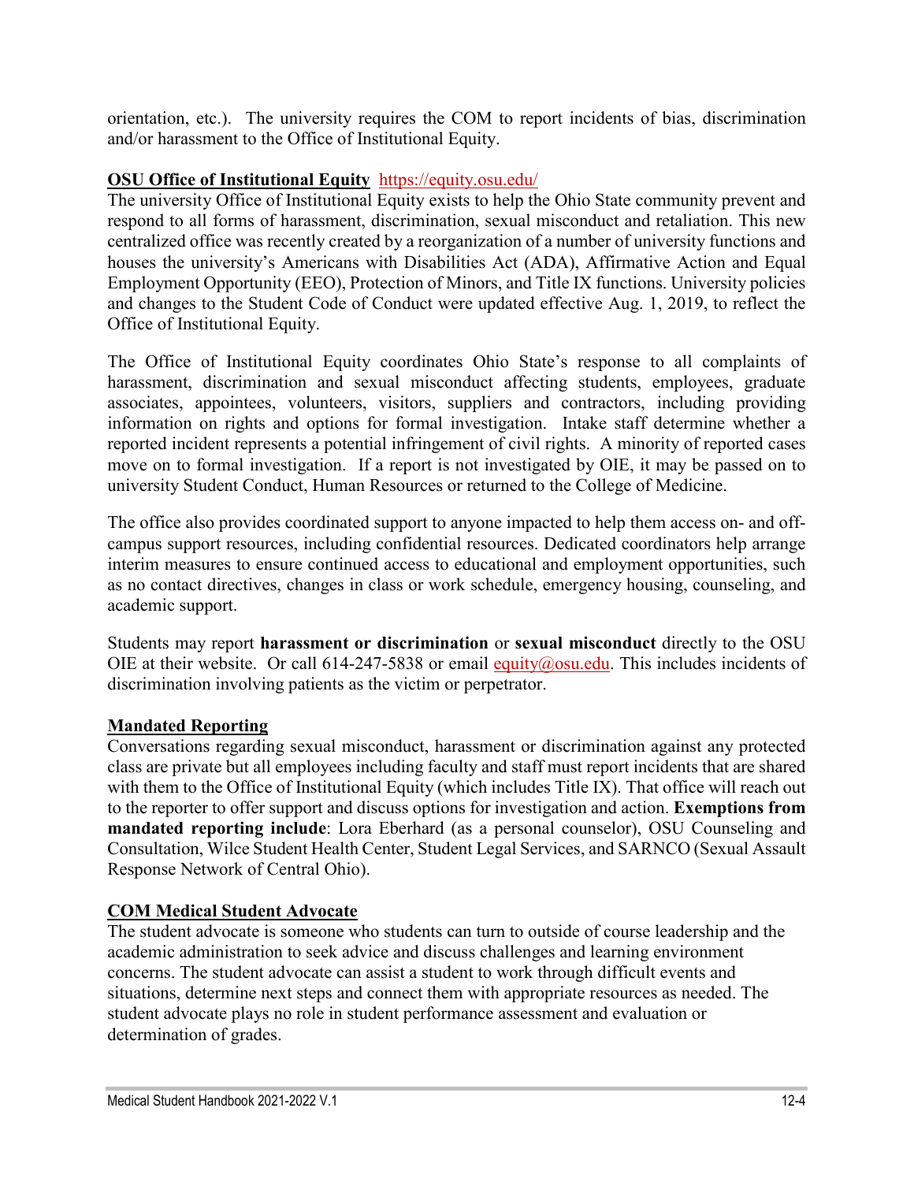orientation, etc.). The university requires the COM to report incidents of bias, discrimination and/or harassment to the Office of Institutional Equity.

**OSU Office of Institutional Equity** https://equity.osu.edu/

The university Office of Institutional Equity exists to help the Ohio State community prevent and respond to all forms of harassment, discrimination, sexual misconduct and retaliation. This new centralized office was recently created by a reorganization of a number of university functions and houses the university's Americans with Disabilities Act (ADA), Affirmative Action and Equal Employment Opportunity (EEO), Protection of Minors, and Title IX functions. University policies and changes to the Student Code of Conduct were updated effective Aug. 1, 2019, to reflect the Office of Institutional Equity.

The Office of Institutional Equity coordinates Ohio State's response to all complaints of harassment, discrimination and sexual misconduct affecting students, employees, graduate associates, appointees, volunteers, visitors, suppliers and contractors, including providing information on rights and options for formal investigation. Intake staff determine whether a reported incident represents a potential infringement of civil rights. A minority of reported cases move on to formal investigation. If a report is not investigated by OIE, it may be passed on to university Student Conduct, Human Resources or returned to the College of Medicine.

The office also provides coordinated support to anyone impacted to help them access on- and off-campus support resources, including confidential resources. Dedicated coordinators help arrange interim measures to ensure continued access to educational and employment opportunities, such as no contact directives, changes in class or work schedule, emergency housing, counseling, and academic support.

Students may report **harassment or discrimination** or **sexual misconduct** directly to the OSU OIE at their website. Or call 614-247-5838 or email equity@osu.edu. This includes incidents of discrimination involving patients as the victim or perpetrator.

**Mandated Reporting**

Conversations regarding sexual misconduct, harassment or discrimination against any protected class are private but all employees including faculty and staff must report incidents that are shared with them to the Office of Institutional Equity (which includes Title IX). That office will reach out to the reporter to offer support and discuss options for investigation and action. **Exemptions from mandated reporting include**: Lora Eberhard (as a personal counselor), OSU Counseling and Consultation, Wilce Student Health Center, Student Legal Services, and SARNCO (Sexual Assault Response Network of Central Ohio).

**COM Medical Student Advocate**

The student advocate is someone who students can turn to outside of course leadership and the academic administration to seek advice and discuss challenges and learning environment concerns. The student advocate can assist a student to work through difficult events and situations, determine next steps and connect them with appropriate resources as needed. The student advocate plays no role in student performance assessment and evaluation or determination of grades.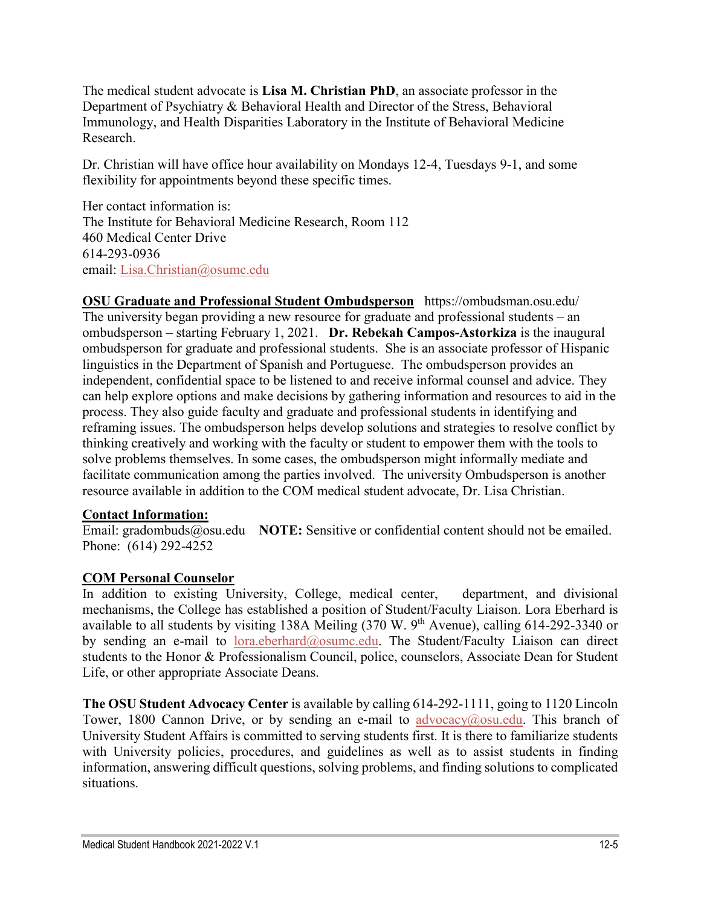The medical student advocate is **Lisa M. Christian PhD**, an associate professor in the Department of Psychiatry & Behavioral Health and Director of the Stress, Behavioral Immunology, and Health Disparities Laboratory in the Institute of Behavioral Medicine Research.

Dr. Christian will have office hour availability on Mondays 12-4, Tuesdays 9-1, and some flexibility for appointments beyond these specific times.

Her contact information is:
The Institute for Behavioral Medicine Research, Room 112
460 Medical Center Drive
614-293-0936
email: Lisa.Christian@osumc.edu

**OSU Graduate and Professional Student Ombudsperson** https://ombudsman.osu.edu/
The university began providing a new resource for graduate and professional students – an ombudsperson – starting February 1, 2021. **Dr. Rebekah Campos-Astorkiza** is the inaugural ombudsperson for graduate and professional students. She is an associate professor of Hispanic linguistics in the Department of Spanish and Portuguese. The ombudsperson provides an independent, confidential space to be listened to and receive informal counsel and advice. They can help explore options and make decisions by gathering information and resources to aid in the process. They also guide faculty and graduate and professional students in identifying and reframing issues. The ombudsperson helps develop solutions and strategies to resolve conflict by thinking creatively and working with the faculty or student to empower them with the tools to solve problems themselves. In some cases, the ombudsperson might informally mediate and facilitate communication among the parties involved. The university Ombudsperson is another resource available in addition to the COM medical student advocate, Dr. Lisa Christian.

**Contact Information:**
Email: gradombuds@osu.edu **NOTE:** Sensitive or confidential content should not be emailed.
Phone: (614) 292-4252

**COM Personal Counselor**
In addition to existing University, College, medical center, department, and divisional mechanisms, the College has established a position of Student/Faculty Liaison. Lora Eberhard is available to all students by visiting 138A Meiling (370 W. 9th Avenue), calling 614-292-3340 or by sending an e-mail to lora.eberhard@osumc.edu. The Student/Faculty Liaison can direct students to the Honor & Professionalism Council, police, counselors, Associate Dean for Student Life, or other appropriate Associate Deans.

**The OSU Student Advocacy Center** is available by calling 614-292-1111, going to 1120 Lincoln Tower, 1800 Cannon Drive, or by sending an e-mail to advocacy@osu.edu. This branch of University Student Affairs is committed to serving students first. It is there to familiarize students with University policies, procedures, and guidelines as well as to assist students in finding information, answering difficult questions, solving problems, and finding solutions to complicated situations.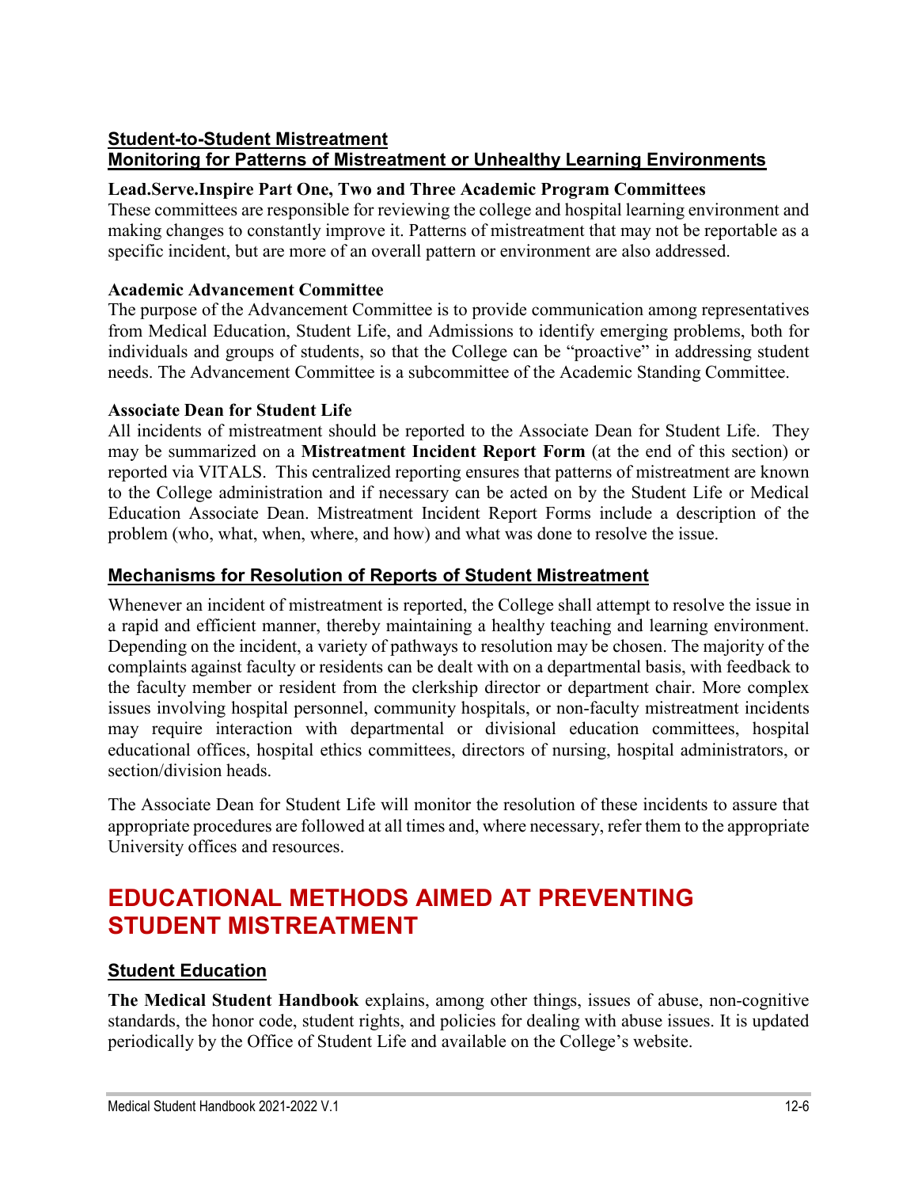## Student-to-Student Mistreatment

## Monitoring for Patterns of Mistreatment or Unhealthy Learning Environments

**Lead.Serve.Inspire Part One, Two and Three Academic Program Committees**

These committees are responsible for reviewing the college and hospital learning environment and making changes to constantly improve it. Patterns of mistreatment that may not be reportable as a specific incident, but are more of an overall pattern or environment are also addressed.

**Academic Advancement Committee**

The purpose of the Advancement Committee is to provide communication among representatives from Medical Education, Student Life, and Admissions to identify emerging problems, both for individuals and groups of students, so that the College can be "proactive" in addressing student needs. The Advancement Committee is a subcommittee of the Academic Standing Committee.

**Associate Dean for Student Life**

All incidents of mistreatment should be reported to the Associate Dean for Student Life. They may be summarized on a **Mistreatment Incident Report Form** (at the end of this section) or reported via VITALS. This centralized reporting ensures that patterns of mistreatment are known to the College administration and if necessary can be acted on by the Student Life or Medical Education Associate Dean. Mistreatment Incident Report Forms include a description of the problem (who, what, when, where, and how) and what was done to resolve the issue.

## Mechanisms for Resolution of Reports of Student Mistreatment

Whenever an incident of mistreatment is reported, the College shall attempt to resolve the issue in a rapid and efficient manner, thereby maintaining a healthy teaching and learning environment. Depending on the incident, a variety of pathways to resolution may be chosen. The majority of the complaints against faculty or residents can be dealt with on a departmental basis, with feedback to the faculty member or resident from the clerkship director or department chair. More complex issues involving hospital personnel, community hospitals, or non-faculty mistreatment incidents may require interaction with departmental or divisional education committees, hospital educational offices, hospital ethics committees, directors of nursing, hospital administrators, or section/division heads.

The Associate Dean for Student Life will monitor the resolution of these incidents to assure that appropriate procedures are followed at all times and, where necessary, refer them to the appropriate University offices and resources.

# EDUCATIONAL METHODS AIMED AT PREVENTING STUDENT MISTREATMENT

## Student Education

**The Medical Student Handbook** explains, among other things, issues of abuse, non-cognitive standards, the honor code, student rights, and policies for dealing with abuse issues. It is updated periodically by the Office of Student Life and available on the College's website.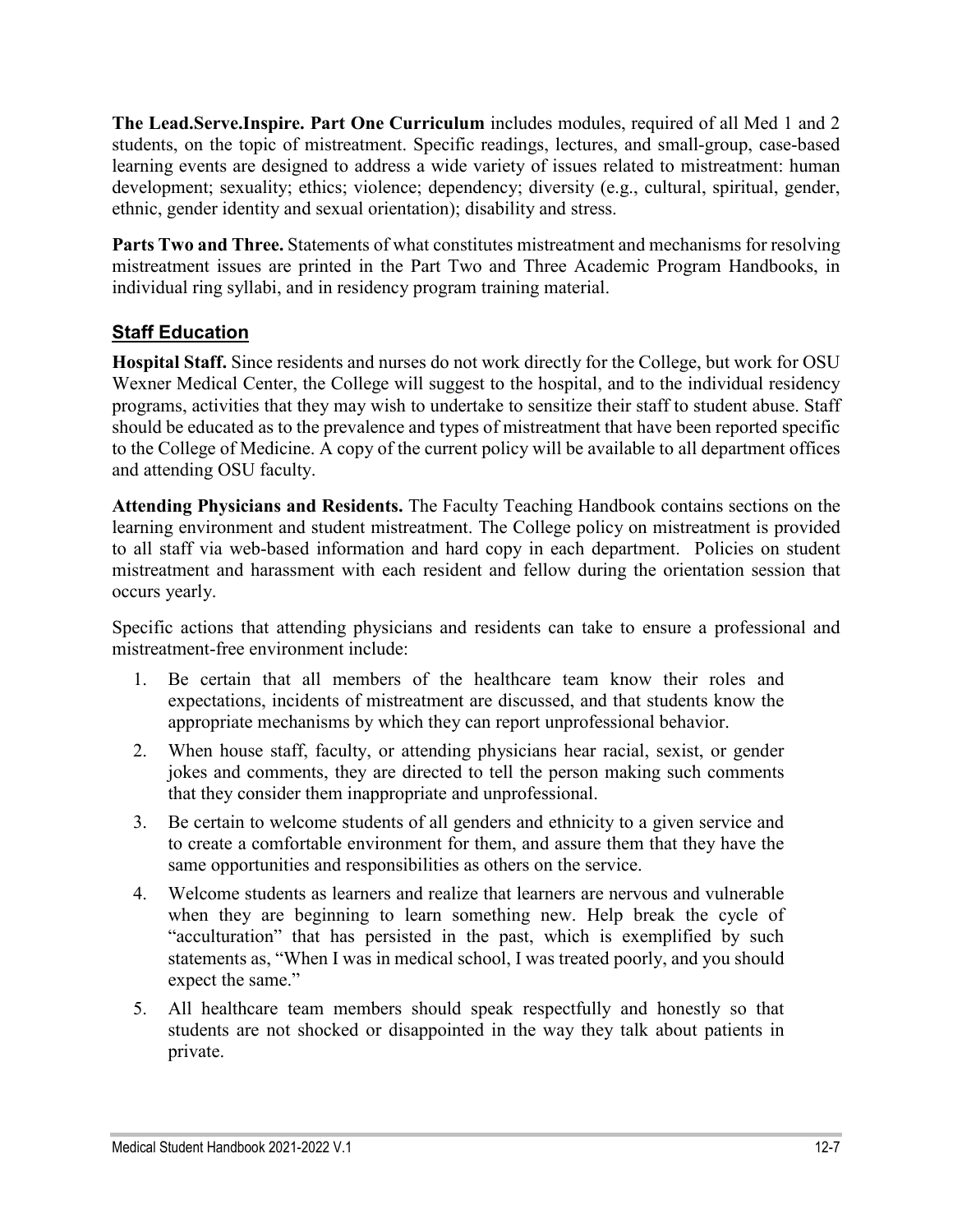**The Lead.Serve.Inspire. Part One Curriculum** includes modules, required of all Med 1 and 2 students, on the topic of mistreatment. Specific readings, lectures, and small-group, case-based learning events are designed to address a wide variety of issues related to mistreatment: human development; sexuality; ethics; violence; dependency; diversity (e.g., cultural, spiritual, gender, ethnic, gender identity and sexual orientation); disability and stress.

**Parts Two and Three.** Statements of what constitutes mistreatment and mechanisms for resolving mistreatment issues are printed in the Part Two and Three Academic Program Handbooks, in individual ring syllabi, and in residency program training material.

## Staff Education

**Hospital Staff.** Since residents and nurses do not work directly for the College, but work for OSU Wexner Medical Center, the College will suggest to the hospital, and to the individual residency programs, activities that they may wish to undertake to sensitize their staff to student abuse. Staff should be educated as to the prevalence and types of mistreatment that have been reported specific to the College of Medicine. A copy of the current policy will be available to all department offices and attending OSU faculty.

**Attending Physicians and Residents.** The Faculty Teaching Handbook contains sections on the learning environment and student mistreatment. The College policy on mistreatment is provided to all staff via web-based information and hard copy in each department. Policies on student mistreatment and harassment with each resident and fellow during the orientation session that occurs yearly.

Specific actions that attending physicians and residents can take to ensure a professional and mistreatment-free environment include:

1. Be certain that all members of the healthcare team know their roles and expectations, incidents of mistreatment are discussed, and that students know the appropriate mechanisms by which they can report unprofessional behavior.
2. When house staff, faculty, or attending physicians hear racial, sexist, or gender jokes and comments, they are directed to tell the person making such comments that they consider them inappropriate and unprofessional.
3. Be certain to welcome students of all genders and ethnicity to a given service and to create a comfortable environment for them, and assure them that they have the same opportunities and responsibilities as others on the service.
4. Welcome students as learners and realize that learners are nervous and vulnerable when they are beginning to learn something new. Help break the cycle of "acculturation" that has persisted in the past, which is exemplified by such statements as, "When I was in medical school, I was treated poorly, and you should expect the same."
5. All healthcare team members should speak respectfully and honestly so that students are not shocked or disappointed in the way they talk about patients in private.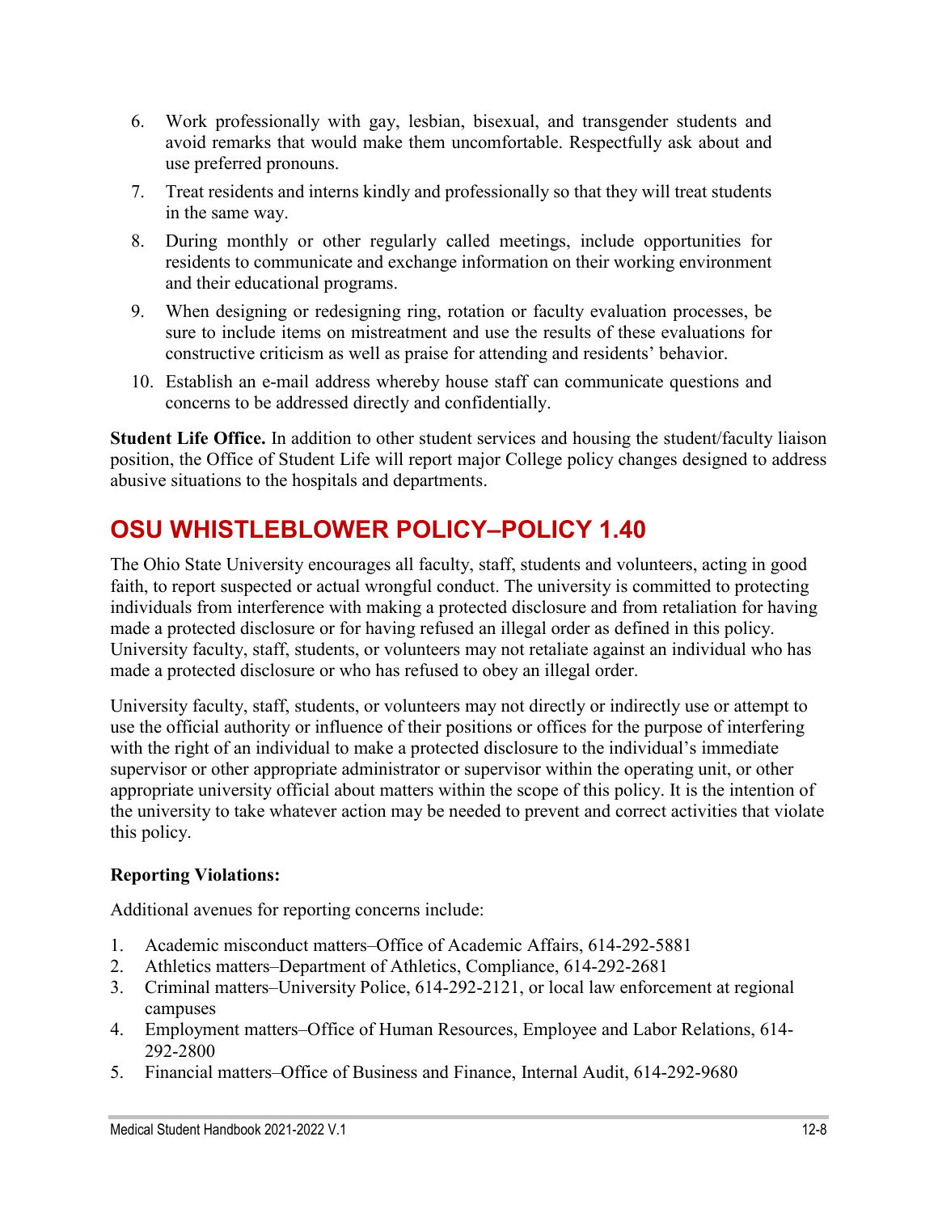6. Work professionally with gay, lesbian, bisexual, and transgender students and avoid remarks that would make them uncomfortable. Respectfully ask about and use preferred pronouns.
7. Treat residents and interns kindly and professionally so that they will treat students in the same way.
8. During monthly or other regularly called meetings, include opportunities for residents to communicate and exchange information on their working environment and their educational programs.
9. When designing or redesigning ring, rotation or faculty evaluation processes, be sure to include items on mistreatment and use the results of these evaluations for constructive criticism as well as praise for attending and residents' behavior.
10. Establish an e-mail address whereby house staff can communicate questions and concerns to be addressed directly and confidentially.

**Student Life Office.** In addition to other student services and housing the student/faculty liaison position, the Office of Student Life will report major College policy changes designed to address abusive situations to the hospitals and departments.

## OSU WHISTLEBLOWER POLICY–POLICY 1.40

The Ohio State University encourages all faculty, staff, students and volunteers, acting in good faith, to report suspected or actual wrongful conduct. The university is committed to protecting individuals from interference with making a protected disclosure and from retaliation for having made a protected disclosure or for having refused an illegal order as defined in this policy. University faculty, staff, students, or volunteers may not retaliate against an individual who has made a protected disclosure or who has refused to obey an illegal order.

University faculty, staff, students, or volunteers may not directly or indirectly use or attempt to use the official authority or influence of their positions or offices for the purpose of interfering with the right of an individual to make a protected disclosure to the individual's immediate supervisor or other appropriate administrator or supervisor within the operating unit, or other appropriate university official about matters within the scope of this policy. It is the intention of the university to take whatever action may be needed to prevent and correct activities that violate this policy.

**Reporting Violations:**

Additional avenues for reporting concerns include:

1. Academic misconduct matters–Office of Academic Affairs, 614-292-5881
2. Athletics matters–Department of Athletics, Compliance, 614-292-2681
3. Criminal matters–University Police, 614-292-2121, or local law enforcement at regional campuses
4. Employment matters–Office of Human Resources, Employee and Labor Relations, 614-292-2800
5. Financial matters–Office of Business and Finance, Internal Audit, 614-292-9680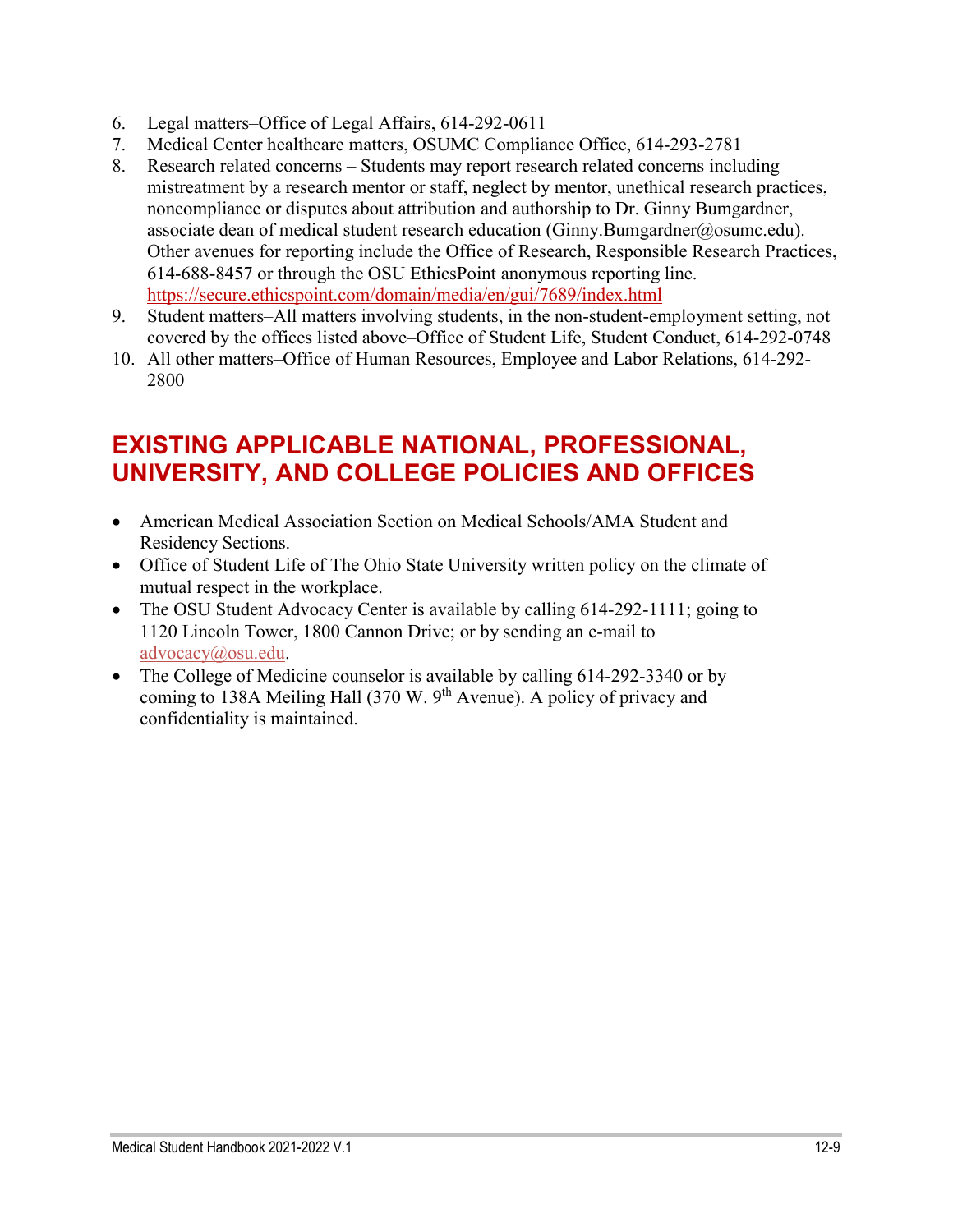6. Legal matters–Office of Legal Affairs, 614-292-0611
7. Medical Center healthcare matters, OSUMC Compliance Office, 614-293-2781
8. Research related concerns – Students may report research related concerns including mistreatment by a research mentor or staff, neglect by mentor, unethical research practices, noncompliance or disputes about attribution and authorship to Dr. Ginny Bumgardner, associate dean of medical student research education (Ginny.Bumgardner@osumc.edu). Other avenues for reporting include the Office of Research, Responsible Research Practices, 614-688-8457 or through the OSU EthicsPoint anonymous reporting line. https://secure.ethicspoint.com/domain/media/en/gui/7689/index.html
9. Student matters–All matters involving students, in the non-student-employment setting, not covered by the offices listed above–Office of Student Life, Student Conduct, 614-292-0748
10. All other matters–Office of Human Resources, Employee and Labor Relations, 614-292-2800

## EXISTING APPLICABLE NATIONAL, PROFESSIONAL, UNIVERSITY, AND COLLEGE POLICIES AND OFFICES

- American Medical Association Section on Medical Schools/AMA Student and Residency Sections.
- Office of Student Life of The Ohio State University written policy on the climate of mutual respect in the workplace.
- The OSU Student Advocacy Center is available by calling 614-292-1111; going to 1120 Lincoln Tower, 1800 Cannon Drive; or by sending an e-mail to advocacy@osu.edu.
- The College of Medicine counselor is available by calling 614-292-3340 or by coming to 138A Meiling Hall (370 W. 9th Avenue). A policy of privacy and confidentiality is maintained.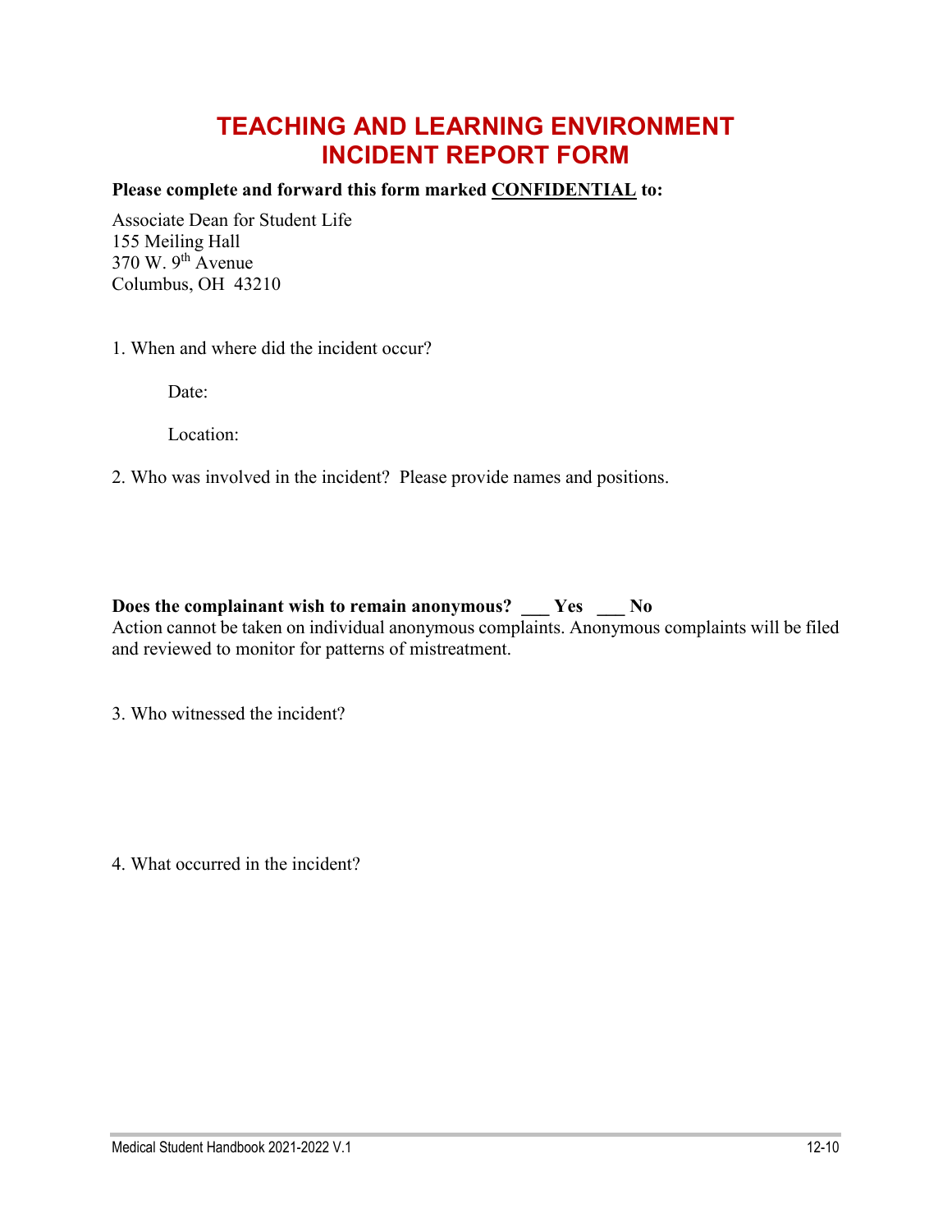# TEACHING AND LEARNING ENVIRONMENT INCIDENT REPORT FORM

**Please complete and forward this form marked CONFIDENTIAL to:**

Associate Dean for Student Life
155 Meiling Hall
370 W. 9th Avenue
Columbus, OH 43210

1. When and where did the incident occur?

   Date:

   Location:

2. Who was involved in the incident? Please provide names and positions.

**Does the complainant wish to remain anonymous? ___ Yes ___ No**
Action cannot be taken on individual anonymous complaints. Anonymous complaints will be filed and reviewed to monitor for patterns of mistreatment.

3. Who witnessed the incident?

4. What occurred in the incident?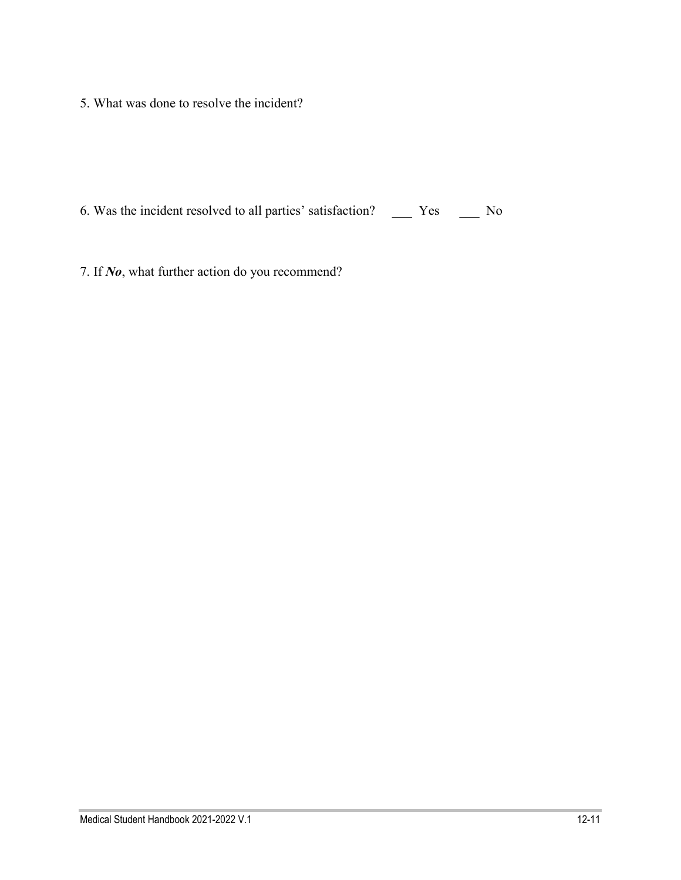5. What was done to resolve the incident?

6. Was the incident resolved to all parties' satisfaction? ___ Yes ___ No

7. If ***No***, what further action do you recommend?